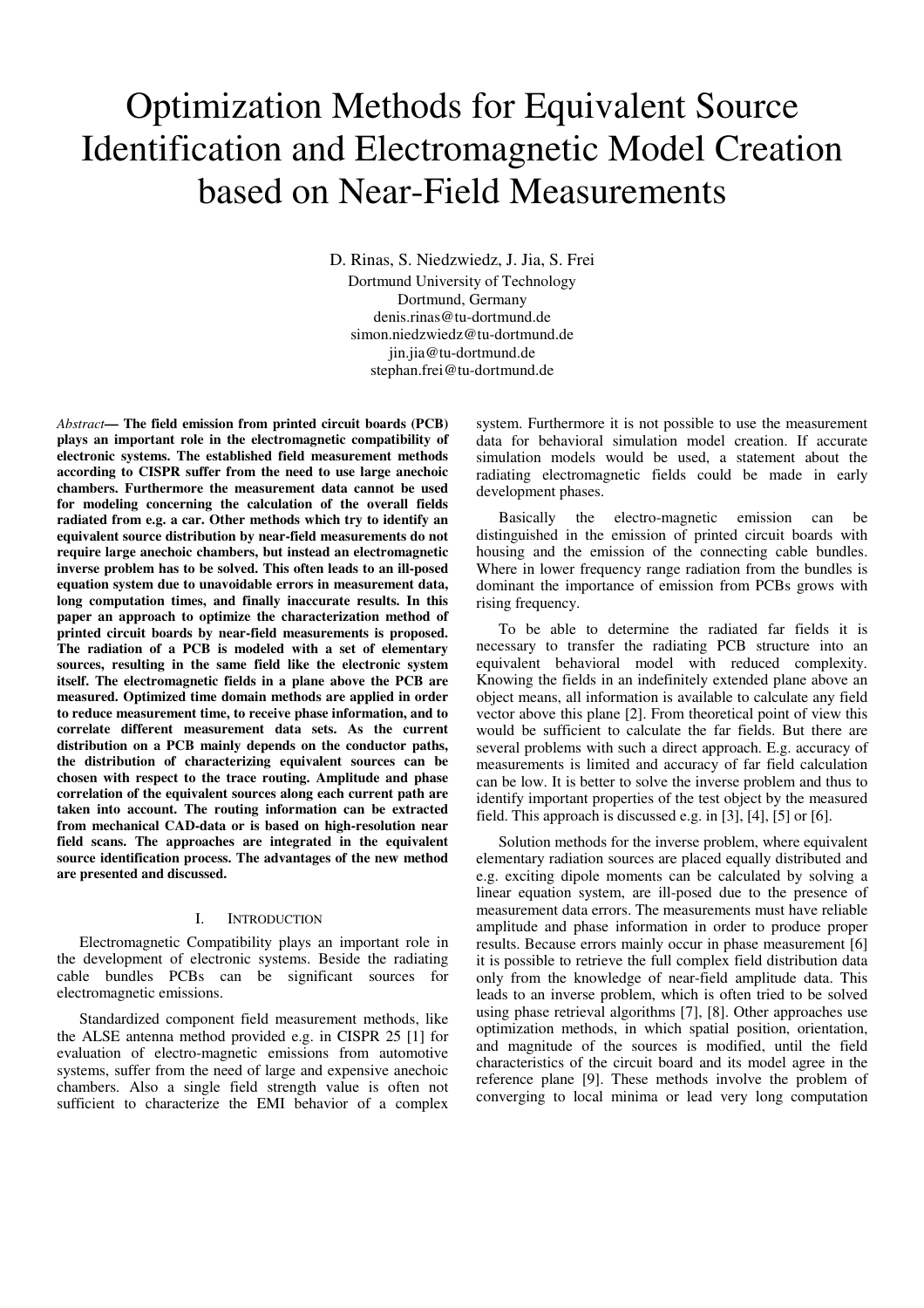# Optimization Methods for Equivalent Source Identification and Electromagnetic Model Creation based on Near-Field Measurements

D. Rinas, S. Niedzwiedz, J. Jia, S. Frei
Dortmund University of Technology
Dortmund, Germany
denis.rinas@tu-dortmund.de
simon.niedzwiedz@tu-dortmund.de
jin.jia@tu-dortmund.de
stephan.frei@tu-dortmund.de

*Abstract*— **The field emission from printed circuit boards (PCB) plays an important role in the electromagnetic compatibility of electronic systems. The established field measurement methods according to CISPR suffer from the need to use large anechoic chambers. Furthermore the measurement data cannot be used for modeling concerning the calculation of the overall fields radiated from e.g. a car. Other methods which try to identify an equivalent source distribution by near-field measurements do not require large anechoic chambers, but instead an electromagnetic inverse problem has to be solved. This often leads to an ill-posed equation system due to unavoidable errors in measurement data, long computation times, and finally inaccurate results. In this paper an approach to optimize the characterization method of printed circuit boards by near-field measurements is proposed. The radiation of a PCB is modeled with a set of elementary sources, resulting in the same field like the electronic system itself. The electromagnetic fields in a plane above the PCB are measured. Optimized time domain methods are applied in order to reduce measurement time, to receive phase information, and to correlate different measurement data sets. As the current distribution on a PCB mainly depends on the conductor paths, the distribution of characterizing equivalent sources can be chosen with respect to the trace routing. Amplitude and phase correlation of the equivalent sources along each current path are taken into account. The routing information can be extracted from mechanical CAD-data or is based on high-resolution near field scans. The approaches are integrated in the equivalent source identification process. The advantages of the new method are presented and discussed.**

## I. Introduction

Electromagnetic Compatibility plays an important role in the development of electronic systems. Beside the radiating cable bundles PCBs can be significant sources for electromagnetic emissions.

Standardized component field measurement methods, like the ALSE antenna method provided e.g. in CISPR 25 [1] for evaluation of electro-magnetic emissions from automotive systems, suffer from the need of large and expensive anechoic chambers. Also a single field strength value is often not sufficient to characterize the EMI behavior of a complex system. Furthermore it is not possible to use the measurement data for behavioral simulation model creation. If accurate simulation models would be used, a statement about the radiating electromagnetic fields could be made in early development phases.

Basically the electro-magnetic emission can be distinguished in the emission of printed circuit boards with housing and the emission of the connecting cable bundles. Where in lower frequency range radiation from the bundles is dominant the importance of emission from PCBs grows with rising frequency.

To be able to determine the radiated far fields it is necessary to transfer the radiating PCB structure into an equivalent behavioral model with reduced complexity. Knowing the fields in an indefinitely extended plane above an object means, all information is available to calculate any field vector above this plane [2]. From theoretical point of view this would be sufficient to calculate the far fields. But there are several problems with such a direct approach. E.g. accuracy of measurements is limited and accuracy of far field calculation can be low. It is better to solve the inverse problem and thus to identify important properties of the test object by the measured field. This approach is discussed e.g. in [3], [4], [5] or [6].

Solution methods for the inverse problem, where equivalent elementary radiation sources are placed equally distributed and e.g. exciting dipole moments can be calculated by solving a linear equation system, are ill-posed due to the presence of measurement data errors. The measurements must have reliable amplitude and phase information in order to produce proper results. Because errors mainly occur in phase measurement [6] it is possible to retrieve the full complex field distribution data only from the knowledge of near-field amplitude data. This leads to an inverse problem, which is often tried to be solved using phase retrieval algorithms [7], [8]. Other approaches use optimization methods, in which spatial position, orientation, and magnitude of the sources is modified, until the field characteristics of the circuit board and its model agree in the reference plane [9]. These methods involve the problem of converging to local minima or lead very long computation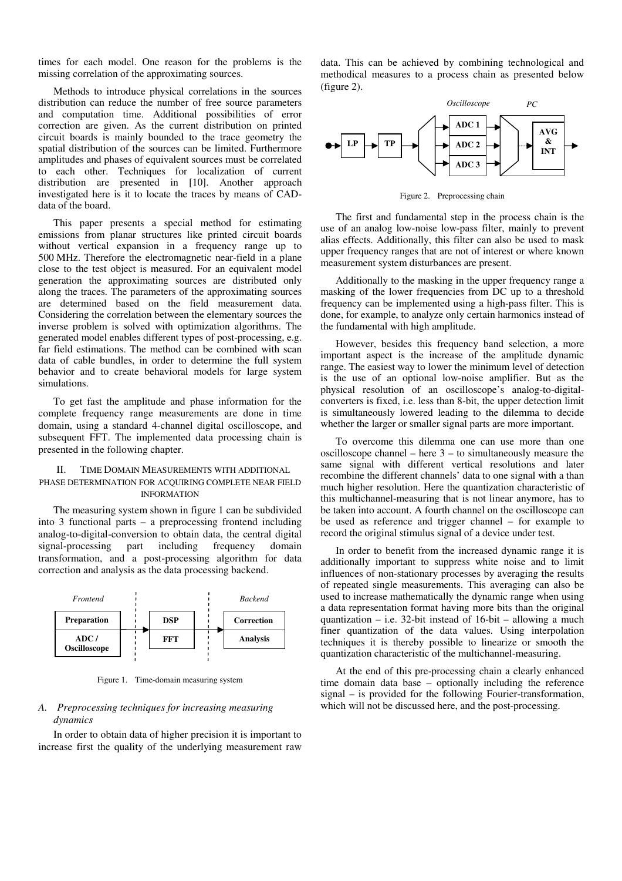times for each model. One reason for the problems is the missing correlation of the approximating sources.

Methods to introduce physical correlations in the sources distribution can reduce the number of free source parameters and computation time. Additional possibilities of error correction are given. As the current distribution on printed circuit boards is mainly bounded to the trace geometry the spatial distribution of the sources can be limited. Furthermore amplitudes and phases of equivalent sources must be correlated to each other. Techniques for localization of current distribution are presented in [10]. Another approach investigated here is it to locate the traces by means of CAD-data of the board.

This paper presents a special method for estimating emissions from planar structures like printed circuit boards without vertical expansion in a frequency range up to 500 MHz. Therefore the electromagnetic near-field in a plane close to the test object is measured. For an equivalent model generation the approximating sources are distributed only along the traces. The parameters of the approximating sources are determined based on the field measurement data. Considering the correlation between the elementary sources the inverse problem is solved with optimization algorithms. The generated model enables different types of post-processing, e.g. far field estimations. The method can be combined with scan data of cable bundles, in order to determine the full system behavior and to create behavioral models for large system simulations.

To get fast the amplitude and phase information for the complete frequency range measurements are done in time domain, using a standard 4-channel digital oscilloscope, and subsequent FFT. The implemented data processing chain is presented in the following chapter.

## II. Time Domain Measurements with additional phase determination for acquiring complete near field information

The measuring system shown in figure 1 can be subdivided into 3 functional parts – a preprocessing frontend including analog-to-digital-conversion to obtain data, the central digital signal-processing part including frequency domain transformation, and a post-processing algorithm for data correction and analysis as the data processing backend.

| Frontend | | Backend |
|---|---|---|
| Preparation | DSP | Correction |
| ADC / Oscilloscope | FFT | Analysis |

Figure 1. Time-domain measuring system

### A. *Preprocessing techniques for increasing measuring dynamics*

In order to obtain data of higher precision it is important to increase first the quality of the underlying measurement raw data. This can be achieved by combining technological and methodical measures to a process chain as presented below (figure 2).

*Oscilloscope* *PC*

LP → TP → ADC 1 / ADC 2 / ADC 3 → AVG & INT

Figure 2. Preprocessing chain

The first and fundamental step in the process chain is the use of an analog low-noise low-pass filter, mainly to prevent alias effects. Additionally, this filter can also be used to mask upper frequency ranges that are not of interest or where known measurement system disturbances are present.

Additionally to the masking in the upper frequency range a masking of the lower frequencies from DC up to a threshold frequency can be implemented using a high-pass filter. This is done, for example, to analyze only certain harmonics instead of the fundamental with high amplitude.

However, besides this frequency band selection, a more important aspect is the increase of the amplitude dynamic range. The easiest way to lower the minimum level of detection is the use of an optional low-noise amplifier. But as the physical resolution of an oscilloscope's analog-to-digital-converters is fixed, i.e. less than 8-bit, the upper detection limit is simultaneously lowered leading to the dilemma to decide whether the larger or smaller signal parts are more important.

To overcome this dilemma one can use more than one oscilloscope channel – here 3 – to simultaneously measure the same signal with different vertical resolutions and later recombine the different channels' data to one signal with a than much higher resolution. Here the quantization characteristic of this multichannel-measuring that is not linear anymore, has to be taken into account. A fourth channel on the oscilloscope can be used as reference and trigger channel – for example to record the original stimulus signal of a device under test.

In order to benefit from the increased dynamic range it is additionally important to suppress white noise and to limit influences of non-stationary processes by averaging the results of repeated single measurements. This averaging can also be used to increase mathematically the dynamic range when using a data representation format having more bits than the original quantization – i.e. 32-bit instead of 16-bit – allowing a much finer quantization of the data values. Using interpolation techniques it is thereby possible to linearize or smooth the quantization characteristic of the multichannel-measuring.

At the end of this pre-processing chain a clearly enhanced time domain data base – optionally including the reference signal – is provided for the following Fourier-transformation, which will not be discussed here, and the post-processing.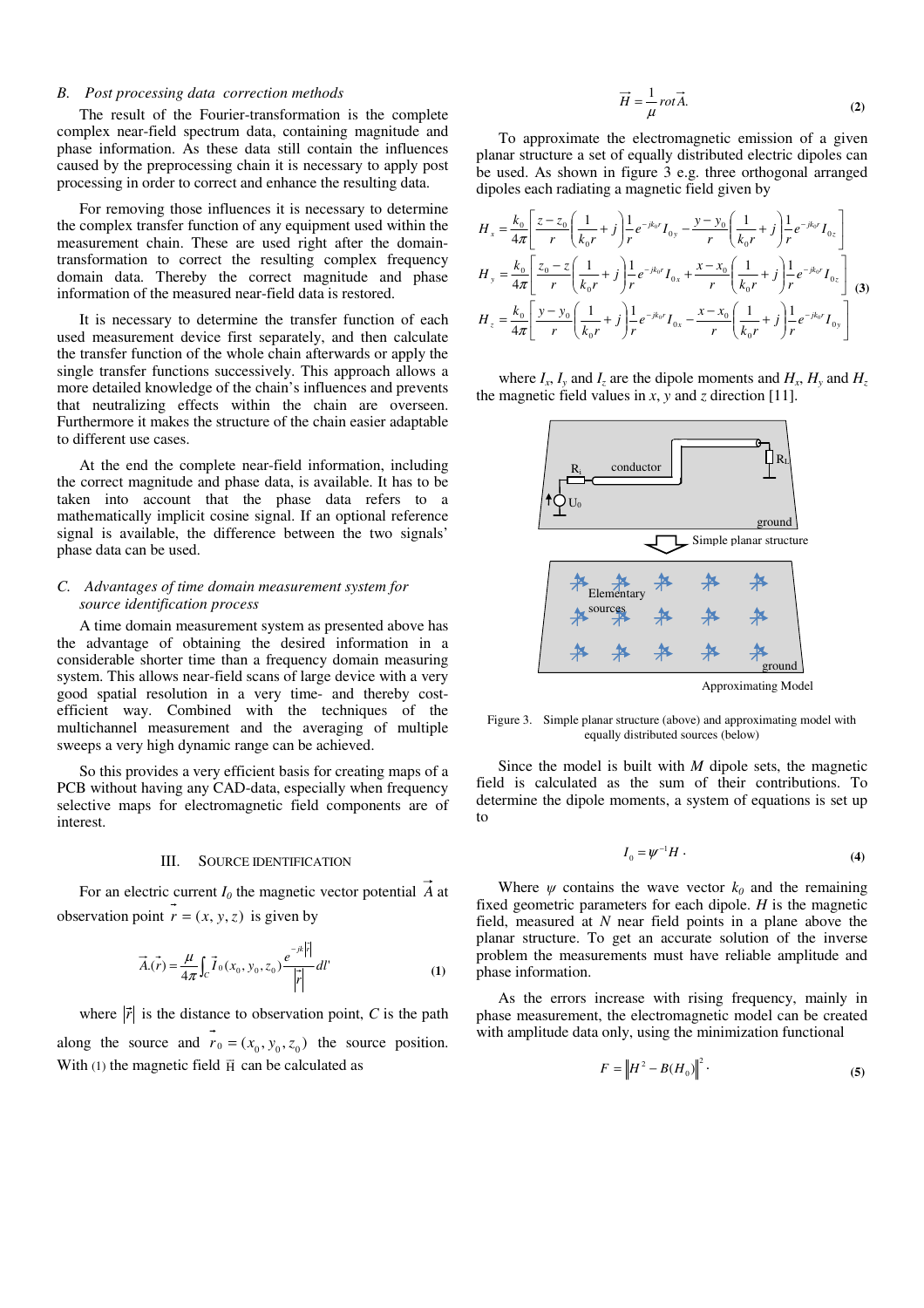### B. Post processing data correction methods

The result of the Fourier-transformation is the complete complex near-field spectrum data, containing magnitude and phase information. As these data still contain the influences caused by the preprocessing chain it is necessary to apply post processing in order to correct and enhance the resulting data.

For removing those influences it is necessary to determine the complex transfer function of any equipment used within the measurement chain. These are used right after the domain-transformation to correct the resulting complex frequency domain data. Thereby the correct magnitude and phase information of the measured near-field data is restored.

It is necessary to determine the transfer function of each used measurement device first separately, and then calculate the transfer function of the whole chain afterwards or apply the single transfer functions successively. This approach allows a more detailed knowledge of the chain's influences and prevents that neutralizing effects within the chain are overseen. Furthermore it makes the structure of the chain easier adaptable to different use cases.

At the end the complete near-field information, including the correct magnitude and phase data, is available. It has to be taken into account that the phase data refers to a mathematically implicit cosine signal. If an optional reference signal is available, the difference between the two signals' phase data can be used.

### C. Advantages of time domain measurement system for source identification process

A time domain measurement system as presented above has the advantage of obtaining the desired information in a considerable shorter time than a frequency domain measuring system. This allows near-field scans of large device with a very good spatial resolution in a very time- and thereby cost-efficient way. Combined with the techniques of the multichannel measurement and the averaging of multiple sweeps a very high dynamic range can be achieved.

So this provides a very efficient basis for creating maps of a PCB without having any CAD-data, especially when frequency selective maps for electromagnetic field components are of interest.

## III. Source Identification

For an electric current $I_0$ the magnetic vector potential $\vec{A}$ at observation point $\vec{r} = (x, y, z)$ is given by

$$\vec{A}(\vec{r}) = \frac{\mu}{4\pi}\int_C \vec{I}_0(x_0, y_0, z_0)\frac{e^{-jk|\vec{r}|}}{|\vec{r}|}dl' \tag{1}$$

where $|\vec{r}|$ is the distance to observation point, $C$ is the path along the source and $\vec{r}_0 = (x_0, y_0, z_0)$ the source position. With (1) the magnetic field $\vec{H}$ can be calculated as

$$\vec{H} = \frac{1}{\mu} rot \vec{A}. \tag{2}$$

To approximate the electromagnetic emission of a given planar structure a set of equally distributed electric dipoles can be used. As shown in figure 3 e.g. three orthogonal arranged dipoles each radiating a magnetic field given by

$$\begin{aligned}
H_x &= \frac{k_0}{4\pi}\left[\frac{z-z_0}{r}\left(\frac{1}{k_0 r}+j\right)\frac{1}{r}e^{-jk_0 r}I_{0y} - \frac{y-y_0}{r}\left(\frac{1}{k_0 r}+j\right)\frac{1}{r}e^{-jk_0 r}I_{0z}\right] \\
H_y &= \frac{k_0}{4\pi}\left[\frac{z_0-z}{r}\left(\frac{1}{k_0 r}+j\right)\frac{1}{r}e^{-jk_0 r}I_{0x} + \frac{x-x_0}{r}\left(\frac{1}{k_0 r}+j\right)\frac{1}{r}e^{-jk_0 r}I_{0z}\right] \\
H_z &= \frac{k_0}{4\pi}\left[\frac{y-y_0}{r}\left(\frac{1}{k_0 r}+j\right)\frac{1}{r}e^{-jk_0 r}I_{0x} - \frac{x-x_0}{r}\left(\frac{1}{k_0 r}+j\right)\frac{1}{r}e^{-jk_0 r}I_{0y}\right]
\end{aligned} \tag{3}$$

where $I_x$, $I_y$ and $I_z$ are the dipole moments and $H_x$, $H_y$ and $H_z$ the magnetic field values in $x$, $y$ and $z$ direction [11].

Figure 3. Simple planar structure (above) and approximating model with equally distributed sources (below)

Since the model is built with $M$ dipole sets, the magnetic field is calculated as the sum of their contributions. To determine the dipole moments, a system of equations is set up to

$$I_0 = \psi^{-1} H \,. \tag{4}$$

Where $\psi$ contains the wave vector $k_0$ and the remaining fixed geometric parameters for each dipole. $H$ is the magnetic field, measured at $N$ near field points in a plane above the planar structure. To get an accurate solution of the inverse problem the measurements must have reliable amplitude and phase information.

As the errors increase with rising frequency, mainly in phase measurement, the electromagnetic model can be created with amplitude data only, using the minimization functional

$$F = \left\| H^2 - B(H_0) \right\|^2 . \tag{5}$$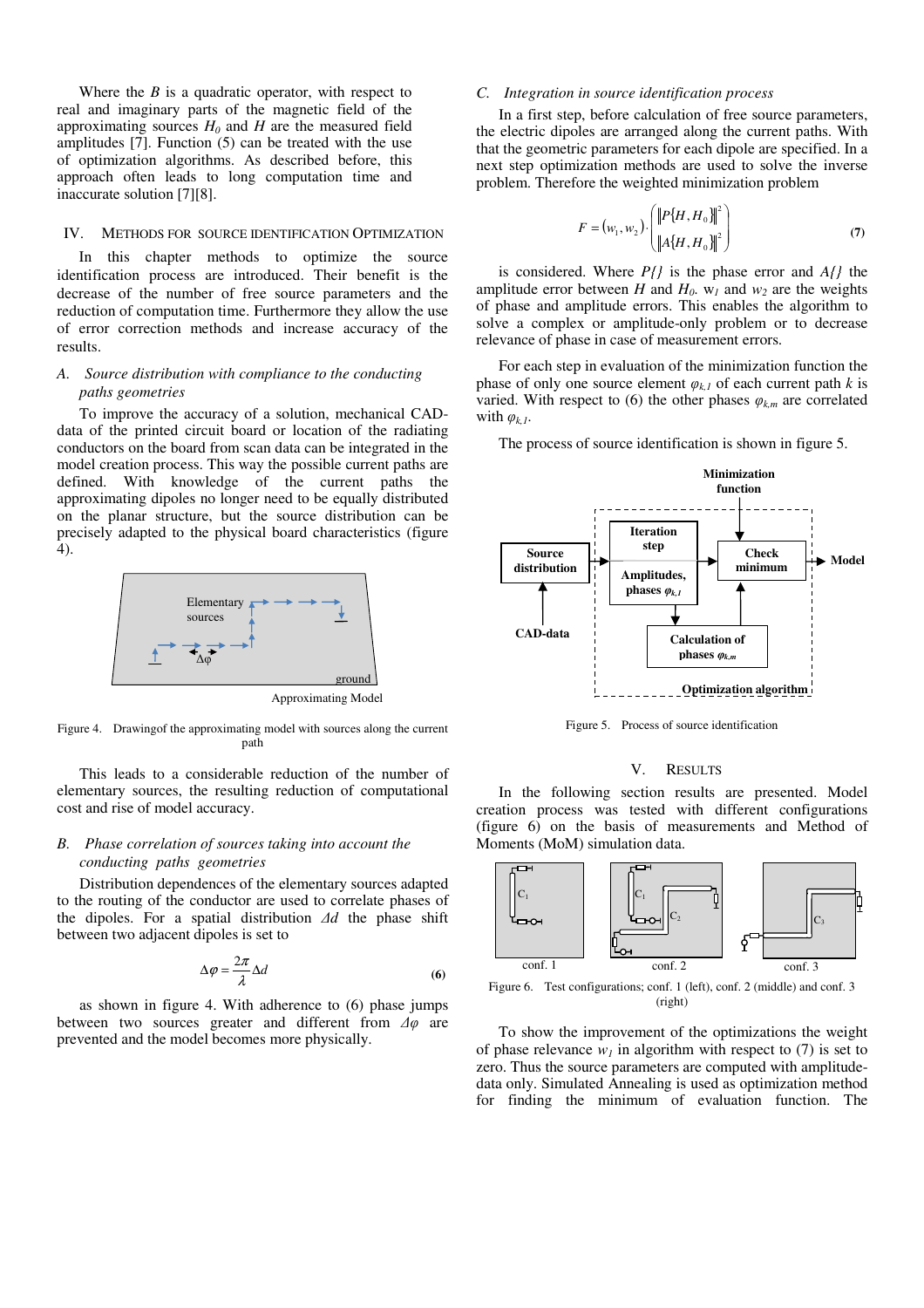Where the $B$ is a quadratic operator, with respect to real and imaginary parts of the magnetic field of the approximating sources $H_0$ and $H$ are the measured field amplitudes [7]. Function (5) can be treated with the use of optimization algorithms. As described before, this approach often leads to long computation time and inaccurate solution [7][8].

## IV. Methods for Source Identification Optimization

In this chapter methods to optimize the source identification process are introduced. Their benefit is the decrease of the number of free source parameters and the reduction of computation time. Furthermore they allow the use of error correction methods and increase accuracy of the results.

### A. *Source distribution with compliance to the conducting paths geometries*

To improve the accuracy of a solution, mechanical CAD-data of the printed circuit board or location of the radiating conductors on the board from scan data can be integrated in the model creation process. This way the possible current paths are defined. With knowledge of the current paths the approximating dipoles no longer need to be equally distributed on the planar structure, but the source distribution can be precisely adapted to the physical board characteristics (figure 4).

Elementary sources

Δφ

ground

Approximating Model

Figure 4. Drawingof the approximating model with sources along the current path

This leads to a considerable reduction of the number of elementary sources, the resulting reduction of computational cost and rise of model accuracy.

### B. *Phase correlation of sources taking into account the conducting paths geometries*

Distribution dependences of the elementary sources adapted to the routing of the conductor are used to correlate phases of the dipoles. For a spatial distribution $\Delta d$ the phase shift between two adjacent dipoles is set to

$$\Delta\varphi = \frac{2\pi}{\lambda}\Delta d \qquad (6)$$

as shown in figure 4. With adherence to (6) phase jumps between two sources greater and different from $\Delta\varphi$ are prevented and the model becomes more physically.

### C. *Integration in source identification process*

In a first step, before calculation of free source parameters, the electric dipoles are arranged along the current paths. With that the geometric parameters for each dipole are specified. In a next step optimization methods are used to solve the inverse problem. Therefore the weighted minimization problem

$$F = (w_1, w_2) \cdot \begin{pmatrix} \left\| P\{H, H_0\} \right\|^2 \\ \left\| A\{H, H_0\} \right\|^2 \end{pmatrix} \qquad (7)$$

is considered. Where $P\{\}$ is the phase error and $A\{\}$ the amplitude error between $H$ and $H_0$. $w_1$ and $w_2$ are the weights of phase and amplitude errors. This enables the algorithm to solve a complex or amplitude-only problem or to decrease relevance of phase in case of measurement errors.

For each step in evaluation of the minimization function the phase of only one source element $\varphi_{k,1}$ of each current path $k$ is varied. With respect to (6) the other phases $\varphi_{k,m}$ are correlated with $\varphi_{k,1}$.

The process of source identification is shown in figure 5.

Minimization function

Source distribution

CAD-data

Iteration step

Amplitudes, phases $\varphi_{k,1}$

Check minimum

Model

Calculation of phases $\varphi_{k,m}$

Optimization algorithm

Figure 5. Process of source identification

## V. Results

In the following section results are presented. Model creation process was tested with different configurations (figure 6) on the basis of measurements and Method of Moments (MoM) simulation data.

conf. 1 conf. 2 conf. 3

Figure 6. Test configurations; conf. 1 (left), conf. 2 (middle) and conf. 3 (right)

To show the improvement of the optimizations the weight of phase relevance $w_1$ in algorithm with respect to (7) is set to zero. Thus the source parameters are computed with amplitude-data only. Simulated Annealing is used as optimization method for finding the minimum of evaluation function. The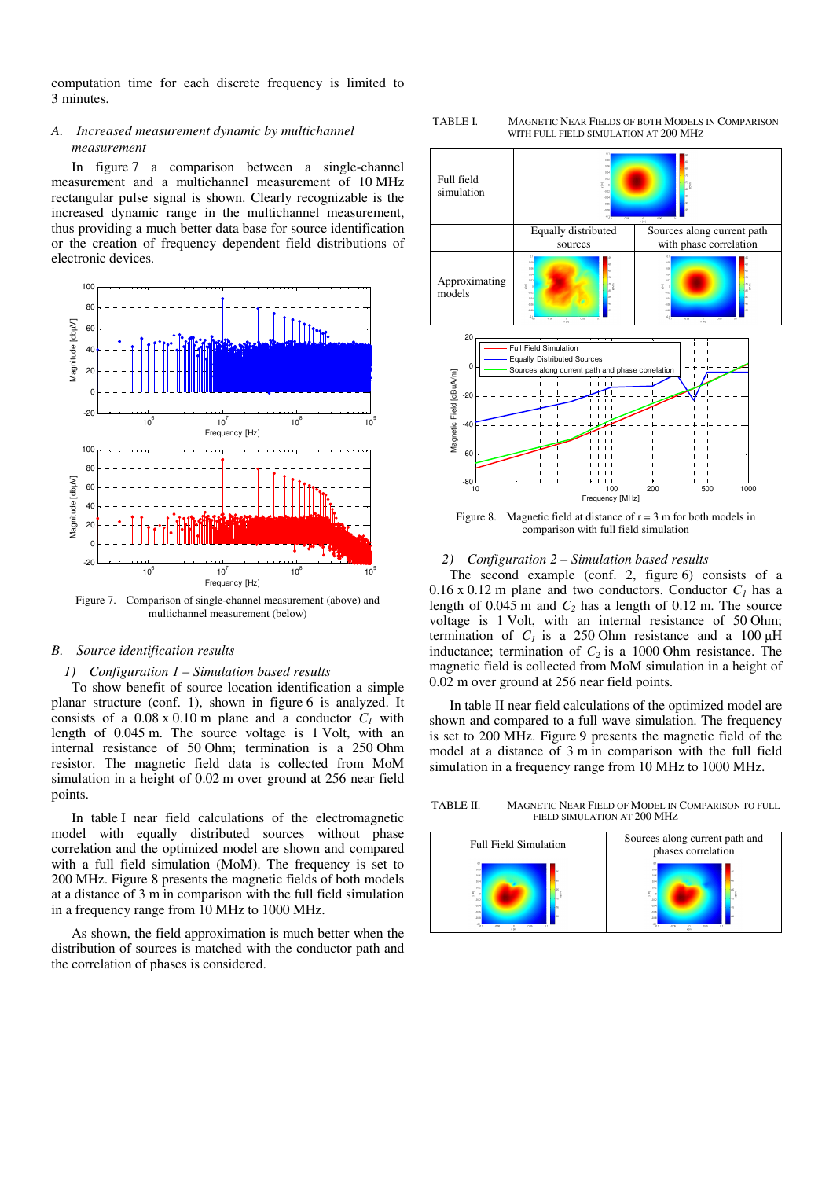computation time for each discrete frequency is limited to 3 minutes.

### A. *Increased measurement dynamic by multichannel measurement*

In figure 7 a comparison between a single-channel measurement and a multichannel measurement of 10 MHz rectangular pulse signal is shown. Clearly recognizable is the increased dynamic range in the multichannel measurement, thus providing a much better data base for source identification or the creation of frequency dependent field distributions of electronic devices.

Figure 7. Comparison of single-channel measurement (above) and multichannel measurement (below)

### B. *Source identification results*

#### 1) *Configuration 1 – Simulation based results*

To show benefit of source location identification a simple planar structure (conf. 1), shown in figure 6 is analyzed. It consists of a 0.08 x 0.10 m plane and a conductor $C_1$ with length of 0.045 m. The source voltage is 1 Volt, with an internal resistance of 50 Ohm; termination is a 250 Ohm resistor. The magnetic field data is collected from MoM simulation in a height of 0.02 m over ground at 256 near field points.

In table I near field calculations of the electromagnetic model with equally distributed sources without phase correlation and the optimized model are shown and compared with a full field simulation (MoM). The frequency is set to 200 MHz. Figure 8 presents the magnetic fields of both models at a distance of 3 m in comparison with the full field simulation in a frequency range from 10 MHz to 1000 MHz.

As shown, the field approximation is much better when the distribution of sources is matched with the conductor path and the correlation of phases is considered.

TABLE I. MAGNETIC NEAR FIELDS OF BOTH MODELS IN COMPARISON WITH FULL FIELD SIMULATION AT 200 MHZ

| | | |
|---|---|---|
| Full field simulation | | |
| | Equally distributed sources | Sources along current path with phase correlation |
| Approximating models | | |

Figure 8. Magnetic field at distance of r = 3 m for both models in comparison with full field simulation

#### 2) *Configuration 2 – Simulation based results*

The second example (conf. 2, figure 6) consists of a 0.16 x 0.12 m plane and two conductors. Conductor $C_1$ has a length of 0.045 m and $C_2$ has a length of 0.12 m. The source voltage is 1 Volt, with an internal resistance of 50 Ohm; termination of $C_1$ is a 250 Ohm resistance and a 100 µH inductance; termination of $C_2$ is a 1000 Ohm resistance. The magnetic field is collected from MoM simulation in a height of 0.02 m over ground at 256 near field points.

In table II near field calculations of the optimized model are shown and compared to a full wave simulation. The frequency is set to 200 MHz. Figure 9 presents the magnetic field of the model at a distance of 3 m in comparison with the full field simulation in a frequency range from 10 MHz to 1000 MHz.

TABLE II. MAGNETIC NEAR FIELD OF MODEL IN COMPARISON TO FULL FIELD SIMULATION AT 200 MHZ

| Full Field Simulation | Sources along current path and phases correlation |
|---|---|
| | |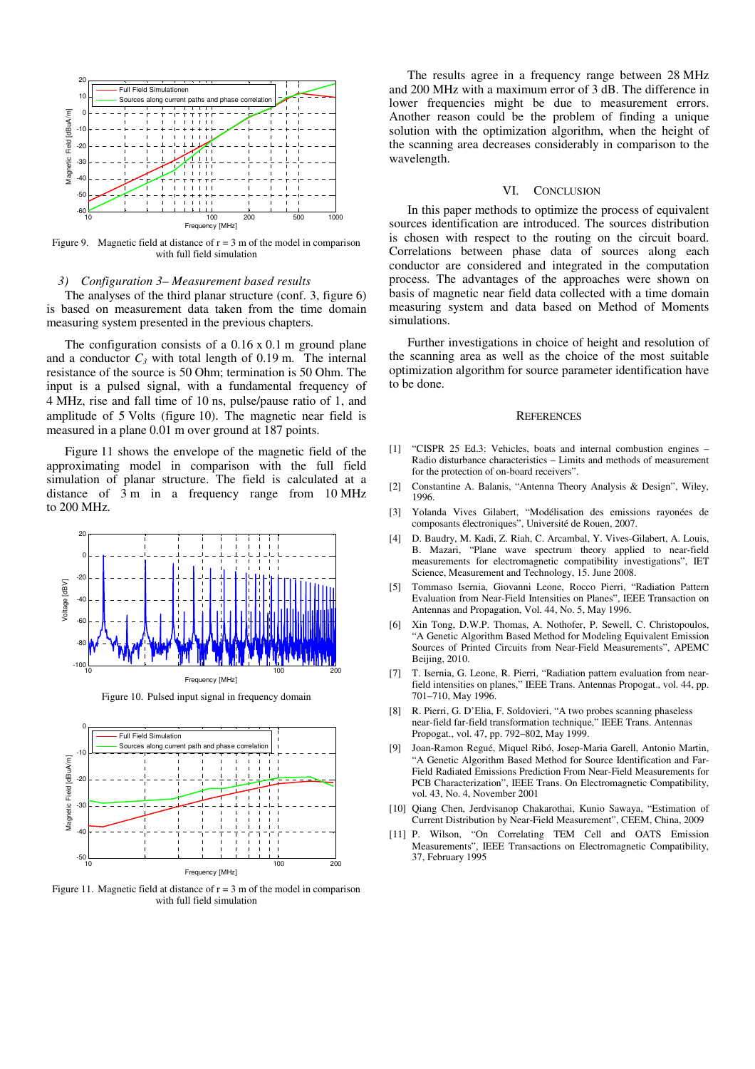Full Field Simulationen
Sources along current paths and phase correlation
Magnetic Field [dBuA/m]
20
10
0
-10
-20
-30
-40
-50
-60
10
100
200
500
1000
Frequency [MHz]

Figure 9. Magnetic field at distance of r = 3 m of the model in comparison with full field simulation

### 3) Configuration 3– Measurement based results

The analyses of the third planar structure (conf. 3, figure 6) is based on measurement data taken from the time domain measuring system presented in the previous chapters.

The configuration consists of a 0.16 x 0.1 m ground plane and a conductor $C_3$ with total length of 0.19 m. The internal resistance of the source is 50 Ohm; termination is 50 Ohm. The input is a pulsed signal, with a fundamental frequency of 4 MHz, rise and fall time of 10 ns, pulse/pause ratio of 1, and amplitude of 5 Volts (figure 10). The magnetic near field is measured in a plane 0.01 m over ground at 187 points.

Figure 11 shows the envelope of the magnetic field of the approximating model in comparison with the full field simulation of planar structure. The field is calculated at a distance of 3 m in a frequency range from 10 MHz to 200 MHz.

Voltage [dBV]
20
0
-20
-40
-60
-80
-100
10
100
200
Frequency [MHz]

Figure 10. Pulsed input signal in frequency domain

Full Field Simulation
Sources along current path and phase correlation
Magnetic Field [dBuA/m]
0
-10
-20
-30
-40
-50
10
100
200
Frequency [MHz]

Figure 11. Magnetic field at distance of r = 3 m of the model in comparison with full field simulation

The results agree in a frequency range between 28 MHz and 200 MHz with a maximum error of 3 dB. The difference in lower frequencies might be due to measurement errors. Another reason could be the problem of finding a unique solution with the optimization algorithm, when the height of the scanning area decreases considerably in comparison to the wavelength.

## VI. Conclusion

In this paper methods to optimize the process of equivalent sources identification are introduced. The sources distribution is chosen with respect to the routing on the circuit board. Correlations between phase data of sources along each conductor are considered and integrated in the computation process. The advantages of the approaches were shown on basis of magnetic near field data collected with a time domain measuring system and data based on Method of Moments simulations.

Further investigations in choice of height and resolution of the scanning area as well as the choice of the most suitable optimization algorithm for source parameter identification have to be done.

## References

[1] "CISPR 25 Ed.3: Vehicles, boats and internal combustion engines – Radio disturbance characteristics – Limits and methods of measurement for the protection of on-board receivers".

[2] Constantine A. Balanis, "Antenna Theory Analysis & Design", Wiley, 1996.

[3] Yolanda Vives Gilabert, "Modélisation des emissions rayonées de composants électroniques", Université de Rouen, 2007.

[4] D. Baudry, M. Kadi, Z. Riah, C. Arcambal, Y. Vives-Gilabert, A. Louis, B. Mazari, "Plane wave spectrum theory applied to near-field measurements for electromagnetic compatibility investigations", IET Science, Measurement and Technology, 15. June 2008.

[5] Tommaso Isernia, Giovanni Leone, Rocco Pierri, "Radiation Pattern Evaluation from Near-Field Intensities on Planes", IEEE Transaction on Antennas and Propagation, Vol. 44, No. 5, May 1996.

[6] Xin Tong, D.W.P. Thomas, A. Nothofer, P. Sewell, C. Christopoulos, "A Genetic Algorithm Based Method for Modeling Equivalent Emission Sources of Printed Circuits from Near-Field Measurements", APEMC Beijing, 2010.

[7] T. Isernia, G. Leone, R. Pierri, "Radiation pattern evaluation from near-field intensities on planes," IEEE Trans. Antennas Propogat., vol. 44, pp. 701–710, May 1996.

[8] R. Pierri, G. D'Elia, F. Soldovieri, "A two probes scanning phaseless near-field far-field transformation technique," IEEE Trans. Antennas Propogat., vol. 47, pp. 792–802, May 1999.

[9] Joan-Ramon Regué, Miquel Ribó, Josep-Maria Garell, Antonio Martin, "A Genetic Algorithm Based Method for Source Identification and Far-Field Radiated Emissions Prediction From Near-Field Measurements for PCB Characterization", IEEE Trans. On Electromagnetic Compatibility, vol. 43, No. 4, November 2001

[10] Qiang Chen, Jerdvisanop Chakarothai, Kunio Sawaya, "Estimation of Current Distribution by Near-Field Measurement", CEEM, China, 2009

[11] P. Wilson, "On Correlating TEM Cell and OATS Emission Measurements", IEEE Transactions on Electromagnetic Compatibility, 37, February 1995